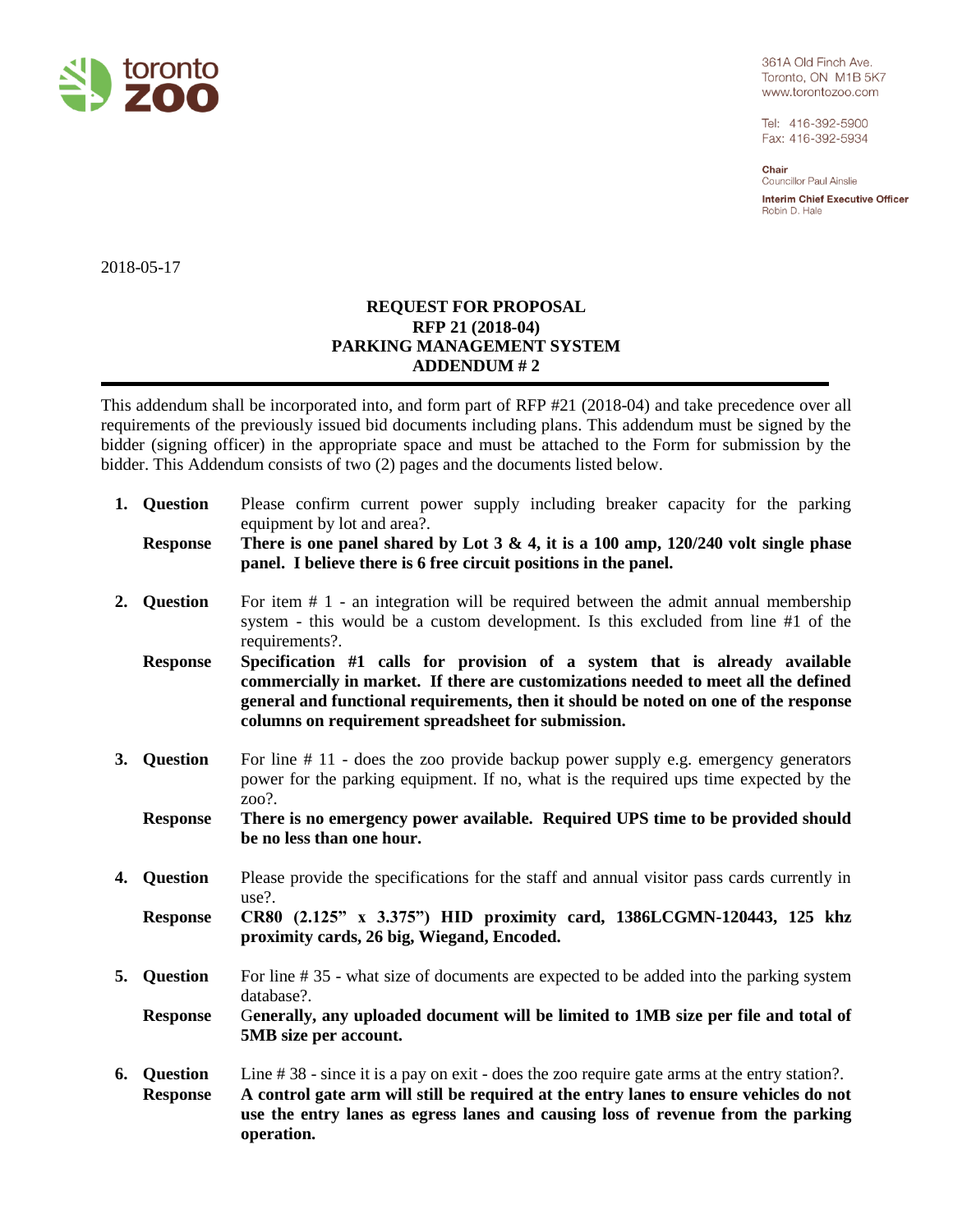toronto zoo

361A Old Finch Ave.
Toronto, ON M1B 5K7
www.torontozoo.com

Tel: 416-392-5900
Fax: 416-392-5934

**Chair**
Councillor Paul Ainslie

**Interim Chief Executive Officer**
Robin D. Hale

2018-05-17

**REQUEST FOR PROPOSAL**
**RFP 21 (2018-04)**
**PARKING MANAGEMENT SYSTEM**
**ADDENDUM # 2**

---

This addendum shall be incorporated into, and form part of RFP #21 (2018-04) and take precedence over all requirements of the previously issued bid documents including plans. This addendum must be signed by the bidder (signing officer) in the appropriate space and must be attached to the Form for submission by the bidder. This Addendum consists of two (2) pages and the documents listed below.

1. **Question** Please confirm current power supply including breaker capacity for the parking equipment by lot and area?.

   **Response** **There is one panel shared by Lot 3 & 4, it is a 100 amp, 120/240 volt single phase panel. I believe there is 6 free circuit positions in the panel.**

2. **Question** For item # 1 - an integration will be required between the admit annual membership system - this would be a custom development. Is this excluded from line #1 of the requirements?.

   **Response** **Specification #1 calls for provision of a system that is already available commercially in market. If there are customizations needed to meet all the defined general and functional requirements, then it should be noted on one of the response columns on requirement spreadsheet for submission.**

3. **Question** For line # 11 - does the zoo provide backup power supply e.g. emergency generators power for the parking equipment. If no, what is the required ups time expected by the zoo?.

   **Response** **There is no emergency power available. Required UPS time to be provided should be no less than one hour.**

4. **Question** Please provide the specifications for the staff and annual visitor pass cards currently in use?.

   **Response** **CR80 (2.125" x 3.375") HID proximity card, 1386LCGMN-120443, 125 khz proximity cards, 26 big, Wiegand, Encoded.**

5. **Question** For line # 35 - what size of documents are expected to be added into the parking system database?.

   **Response** **Generally, any uploaded document will be limited to 1MB size per file and total of 5MB size per account.**

6. **Question** Line # 38 - since it is a pay on exit - does the zoo require gate arms at the entry station?.

   **Response** **A control gate arm will still be required at the entry lanes to ensure vehicles do not use the entry lanes as egress lanes and causing loss of revenue from the parking operation.**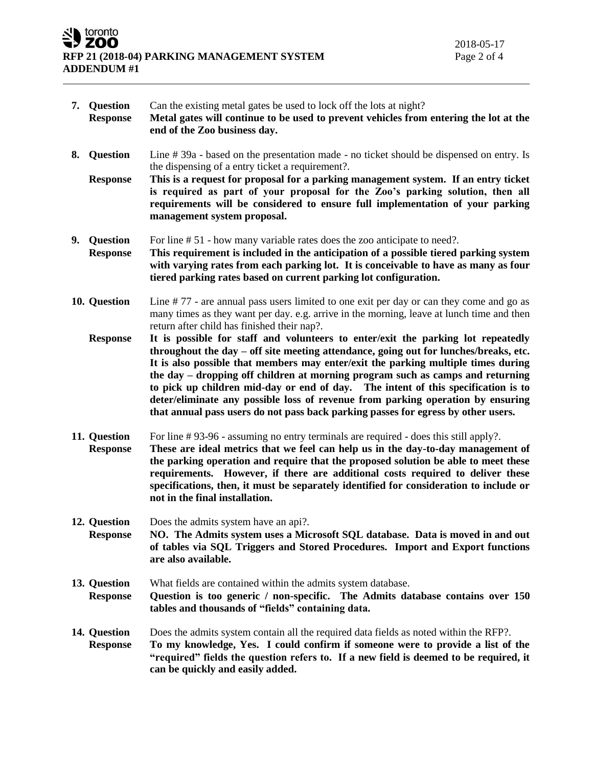7. **Question** Can the existing metal gates be used to lock off the lots at night?
   **Response** **Metal gates will continue to be used to prevent vehicles from entering the lot at the end of the Zoo business day.**

8. **Question** Line # 39a - based on the presentation made - no ticket should be dispensed on entry. Is the dispensing of a entry ticket a requirement?.
   **Response** **This is a request for proposal for a parking management system. If an entry ticket is required as part of your proposal for the Zoo's parking solution, then all requirements will be considered to ensure full implementation of your parking management system proposal.**

9. **Question** For line # 51 - how many variable rates does the zoo anticipate to need?.
   **Response** **This requirement is included in the anticipation of a possible tiered parking system with varying rates from each parking lot. It is conceivable to have as many as four tiered parking rates based on current parking lot configuration.**

10. **Question** Line # 77 - are annual pass users limited to one exit per day or can they come and go as many times as they want per day. e.g. arrive in the morning, leave at lunch time and then return after child has finished their nap?.
    **Response** **It is possible for staff and volunteers to enter/exit the parking lot repeatedly throughout the day – off site meeting attendance, going out for lunches/breaks, etc. It is also possible that members may enter/exit the parking multiple times during the day – dropping off children at morning program such as camps and returning to pick up children mid-day or end of day. The intent of this specification is to deter/eliminate any possible loss of revenue from parking operation by ensuring that annual pass users do not pass back parking passes for egress by other users.**

11. **Question** For line # 93-96 - assuming no entry terminals are required - does this still apply?.
    **Response** **These are ideal metrics that we feel can help us in the day-to-day management of the parking operation and require that the proposed solution be able to meet these requirements. However, if there are additional costs required to deliver these specifications, then, it must be separately identified for consideration to include or not in the final installation.**

12. **Question** Does the admits system have an api?.
    **Response** **NO. The Admits system uses a Microsoft SQL database. Data is moved in and out of tables via SQL Triggers and Stored Procedures. Import and Export functions are also available.**

13. **Question** What fields are contained within the admits system database.
    **Response** **Question is too generic / non-specific. The Admits database contains over 150 tables and thousands of "fields" containing data.**

14. **Question** Does the admits system contain all the required data fields as noted within the RFP?.
    **Response** **To my knowledge, Yes. I could confirm if someone were to provide a list of the "required" fields the question refers to. If a new field is deemed to be required, it can be quickly and easily added.**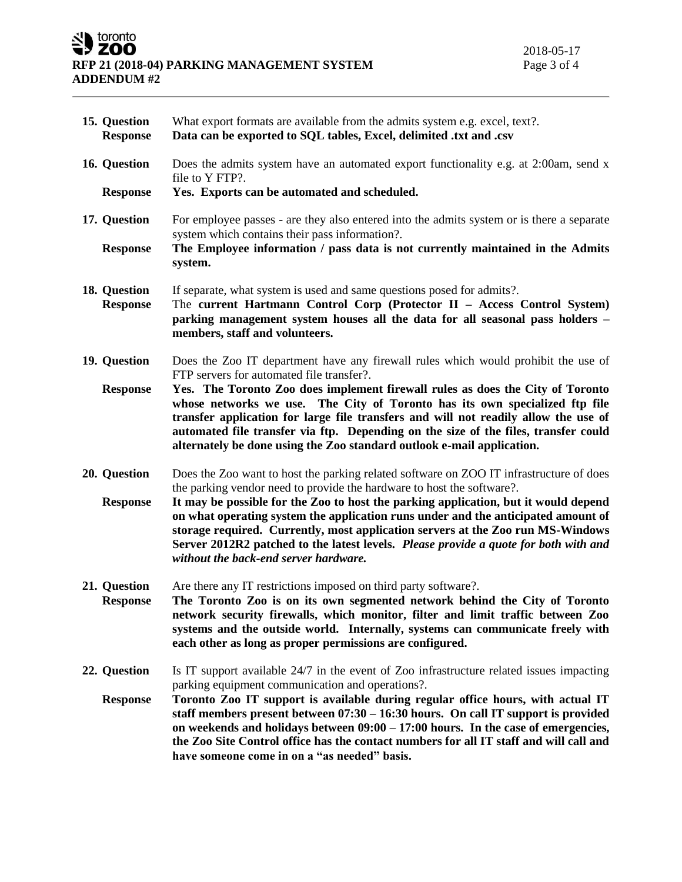**15. Question** What export formats are available from the admits system e.g. excel, text?.

**Response** **Data can be exported to SQL tables, Excel, delimited .txt and .csv**

**16. Question** Does the admits system have an automated export functionality e.g. at 2:00am, send x file to Y FTP?.

**Response** **Yes. Exports can be automated and scheduled.**

**17. Question** For employee passes - are they also entered into the admits system or is there a separate system which contains their pass information?.

**Response** **The Employee information / pass data is not currently maintained in the Admits system.**

**18. Question** If separate, what system is used and same questions posed for admits?.

**Response** The **current Hartmann Control Corp (Protector II – Access Control System) parking management system houses all the data for all seasonal pass holders – members, staff and volunteers.**

**19. Question** Does the Zoo IT department have any firewall rules which would prohibit the use of FTP servers for automated file transfer?.

**Response** **Yes. The Toronto Zoo does implement firewall rules as does the City of Toronto whose networks we use. The City of Toronto has its own specialized ftp file transfer application for large file transfers and will not readily allow the use of automated file transfer via ftp. Depending on the size of the files, transfer could alternately be done using the Zoo standard outlook e-mail application.**

**20. Question** Does the Zoo want to host the parking related software on ZOO IT infrastructure of does the parking vendor need to provide the hardware to host the software?.

**Response** **It may be possible for the Zoo to host the parking application, but it would depend on what operating system the application runs under and the anticipated amount of storage required. Currently, most application servers at the Zoo run MS-Windows Server 2012R2 patched to the latest levels.** ***Please provide a quote for both with and without the back-end server hardware.***

**21. Question** Are there any IT restrictions imposed on third party software?.

**Response** **The Toronto Zoo is on its own segmented network behind the City of Toronto network security firewalls, which monitor, filter and limit traffic between Zoo systems and the outside world. Internally, systems can communicate freely with each other as long as proper permissions are configured.**

**22. Question** Is IT support available 24/7 in the event of Zoo infrastructure related issues impacting parking equipment communication and operations?.

**Response** **Toronto Zoo IT support is available during regular office hours, with actual IT staff members present between 07:30 – 16:30 hours. On call IT support is provided on weekends and holidays between 09:00 – 17:00 hours. In the case of emergencies, the Zoo Site Control office has the contact numbers for all IT staff and will call and have someone come in on a "as needed" basis.**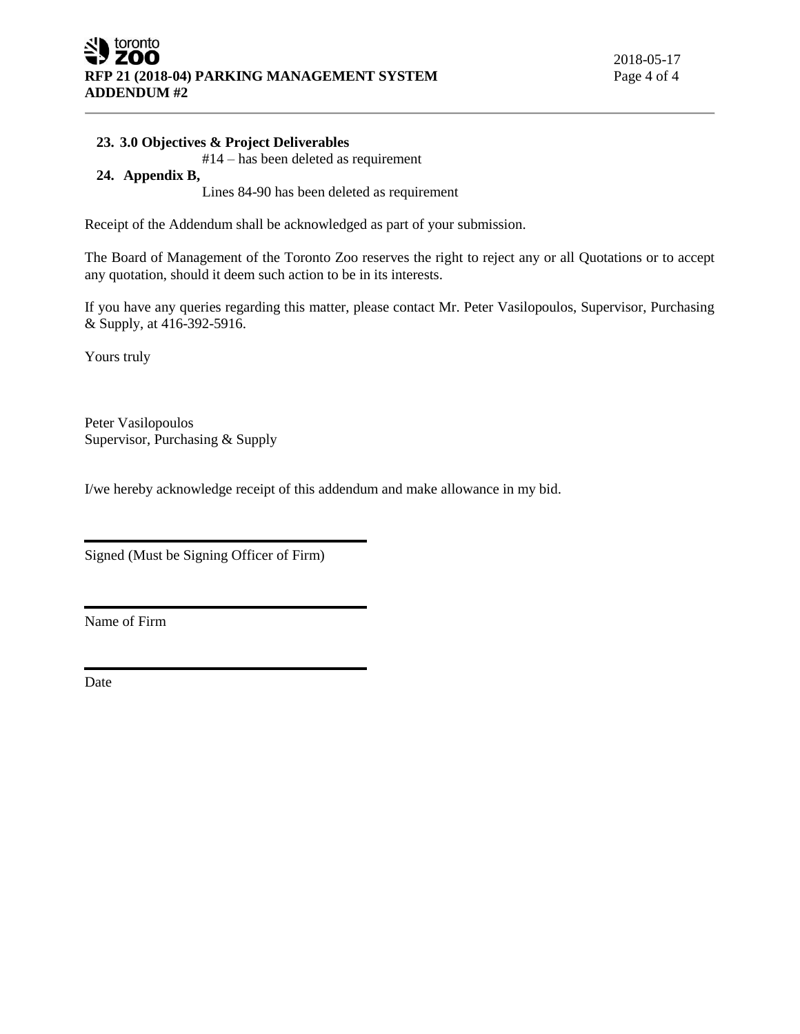**23. 3.0 Objectives & Project Deliverables**

#14 – has been deleted as requirement

**24. Appendix B,**

Lines 84-90 has been deleted as requirement

Receipt of the Addendum shall be acknowledged as part of your submission.

The Board of Management of the Toronto Zoo reserves the right to reject any or all Quotations or to accept any quotation, should it deem such action to be in its interests.

If you have any queries regarding this matter, please contact Mr. Peter Vasilopoulos, Supervisor, Purchasing & Supply, at 416-392-5916.

Yours truly

Peter Vasilopoulos
Supervisor, Purchasing & Supply

I/we hereby acknowledge receipt of this addendum and make allowance in my bid.

\_\_\_\_\_\_\_\_\_\_\_\_\_\_\_\_\_\_\_\_\_\_\_\_\_\_\_\_\_\_\_\_\_\_\_\_

Signed (Must be Signing Officer of Firm)

\_\_\_\_\_\_\_\_\_\_\_\_\_\_\_\_\_\_\_\_\_\_\_\_\_\_\_\_\_\_\_\_\_\_\_\_

Name of Firm

\_\_\_\_\_\_\_\_\_\_\_\_\_\_\_\_\_\_\_\_\_\_\_\_\_\_\_\_\_\_\_\_\_\_\_\_

Date